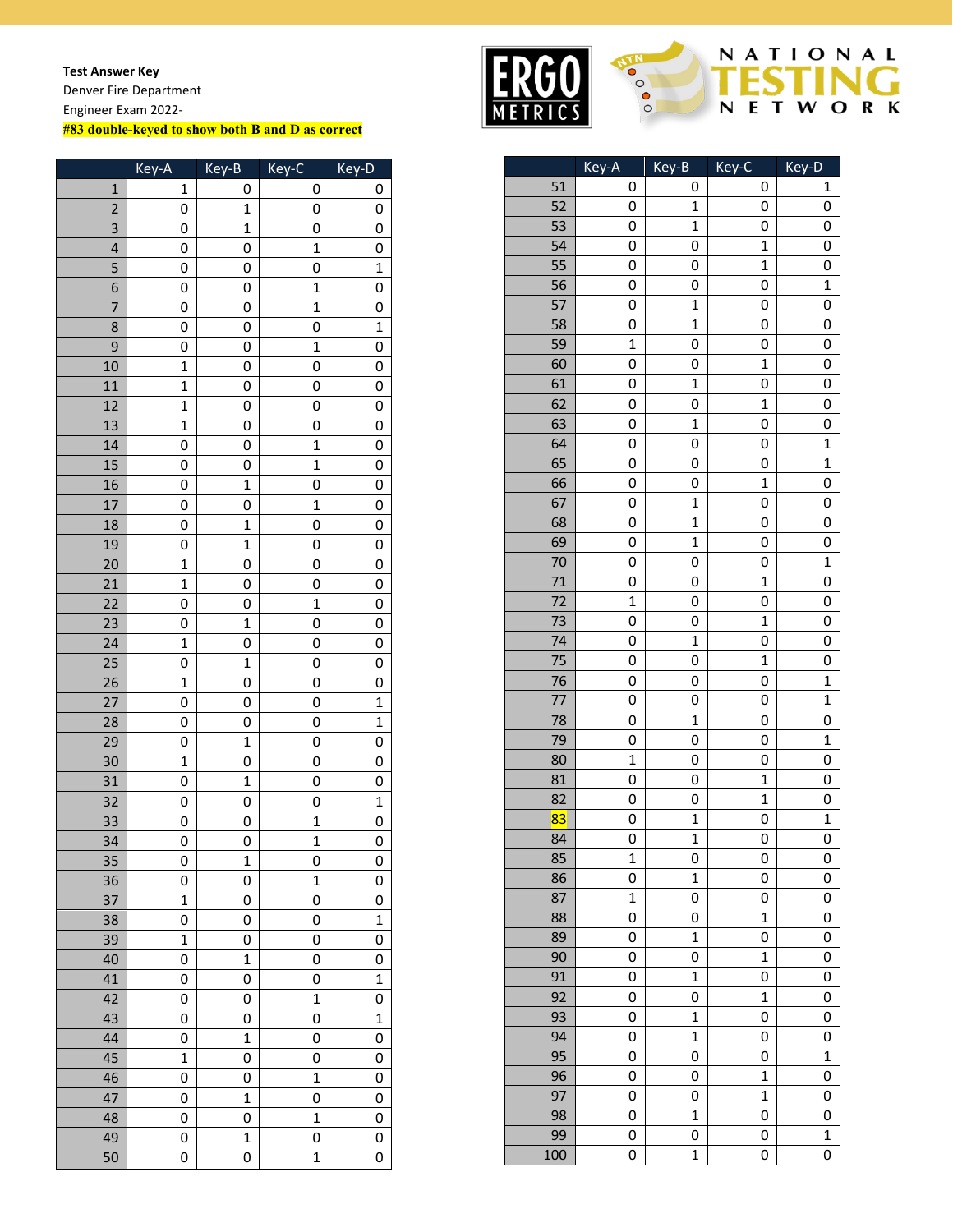**Test Answer Key**
Denver Fire Department
Engineer Exam 2022-
**#83 double-keyed to show both B and D as correct**

ERGO METRICS

NATIONAL TESTING NETWORK

| | Key-A | Key-B | Key-C | Key-D |
|---|---|---|---|---|
| 1 | 1 | 0 | 0 | 0 |
| 2 | 0 | 1 | 0 | 0 |
| 3 | 0 | 1 | 0 | 0 |
| 4 | 0 | 0 | 1 | 0 |
| 5 | 0 | 0 | 0 | 1 |
| 6 | 0 | 0 | 1 | 0 |
| 7 | 0 | 0 | 1 | 0 |
| 8 | 0 | 0 | 0 | 1 |
| 9 | 0 | 0 | 1 | 0 |
| 10 | 1 | 0 | 0 | 0 |
| 11 | 1 | 0 | 0 | 0 |
| 12 | 1 | 0 | 0 | 0 |
| 13 | 1 | 0 | 0 | 0 |
| 14 | 0 | 0 | 1 | 0 |
| 15 | 0 | 0 | 1 | 0 |
| 16 | 0 | 1 | 0 | 0 |
| 17 | 0 | 0 | 1 | 0 |
| 18 | 0 | 1 | 0 | 0 |
| 19 | 0 | 1 | 0 | 0 |
| 20 | 1 | 0 | 0 | 0 |
| 21 | 1 | 0 | 0 | 0 |
| 22 | 0 | 0 | 1 | 0 |
| 23 | 0 | 1 | 0 | 0 |
| 24 | 1 | 0 | 0 | 0 |
| 25 | 0 | 1 | 0 | 0 |
| 26 | 1 | 0 | 0 | 0 |
| 27 | 0 | 0 | 0 | 1 |
| 28 | 0 | 0 | 0 | 1 |
| 29 | 0 | 1 | 0 | 0 |
| 30 | 1 | 0 | 0 | 0 |
| 31 | 0 | 1 | 0 | 0 |
| 32 | 0 | 0 | 0 | 1 |
| 33 | 0 | 0 | 1 | 0 |
| 34 | 0 | 0 | 1 | 0 |
| 35 | 0 | 1 | 0 | 0 |
| 36 | 0 | 0 | 1 | 0 |
| 37 | 1 | 0 | 0 | 0 |
| 38 | 0 | 0 | 0 | 1 |
| 39 | 1 | 0 | 0 | 0 |
| 40 | 0 | 1 | 0 | 0 |
| 41 | 0 | 0 | 0 | 1 |
| 42 | 0 | 0 | 1 | 0 |
| 43 | 0 | 0 | 0 | 1 |
| 44 | 0 | 1 | 0 | 0 |
| 45 | 1 | 0 | 0 | 0 |
| 46 | 0 | 0 | 1 | 0 |
| 47 | 0 | 1 | 0 | 0 |
| 48 | 0 | 0 | 1 | 0 |
| 49 | 0 | 1 | 0 | 0 |
| 50 | 0 | 0 | 1 | 0 |

| | Key-A | Key-B | Key-C | Key-D |
|---|---|---|---|---|
| 51 | 0 | 0 | 0 | 1 |
| 52 | 0 | 1 | 0 | 0 |
| 53 | 0 | 1 | 0 | 0 |
| 54 | 0 | 0 | 1 | 0 |
| 55 | 0 | 0 | 1 | 0 |
| 56 | 0 | 0 | 0 | 1 |
| 57 | 0 | 1 | 0 | 0 |
| 58 | 0 | 1 | 0 | 0 |
| 59 | 1 | 0 | 0 | 0 |
| 60 | 0 | 0 | 1 | 0 |
| 61 | 0 | 1 | 0 | 0 |
| 62 | 0 | 0 | 1 | 0 |
| 63 | 0 | 1 | 0 | 0 |
| 64 | 0 | 0 | 0 | 1 |
| 65 | 0 | 0 | 0 | 1 |
| 66 | 0 | 0 | 1 | 0 |
| 67 | 0 | 1 | 0 | 0 |
| 68 | 0 | 1 | 0 | 0 |
| 69 | 0 | 1 | 0 | 0 |
| 70 | 0 | 0 | 0 | 1 |
| 71 | 0 | 0 | 1 | 0 |
| 72 | 1 | 0 | 0 | 0 |
| 73 | 0 | 0 | 1 | 0 |
| 74 | 0 | 1 | 0 | 0 |
| 75 | 0 | 0 | 1 | 0 |
| 76 | 0 | 0 | 0 | 1 |
| 77 | 0 | 0 | 0 | 1 |
| 78 | 0 | 1 | 0 | 0 |
| 79 | 0 | 0 | 0 | 1 |
| 80 | 1 | 0 | 0 | 0 |
| 81 | 0 | 0 | 1 | 0 |
| 82 | 0 | 0 | 1 | 0 |
| 83 | 0 | 1 | 0 | 1 |
| 84 | 0 | 1 | 0 | 0 |
| 85 | 1 | 0 | 0 | 0 |
| 86 | 0 | 1 | 0 | 0 |
| 87 | 1 | 0 | 0 | 0 |
| 88 | 0 | 0 | 1 | 0 |
| 89 | 0 | 1 | 0 | 0 |
| 90 | 0 | 0 | 1 | 0 |
| 91 | 0 | 1 | 0 | 0 |
| 92 | 0 | 0 | 1 | 0 |
| 93 | 0 | 1 | 0 | 0 |
| 94 | 0 | 1 | 0 | 0 |
| 95 | 0 | 0 | 0 | 1 |
| 96 | 0 | 0 | 1 | 0 |
| 97 | 0 | 0 | 1 | 0 |
| 98 | 0 | 1 | 0 | 0 |
| 99 | 0 | 0 | 0 | 1 |
| 100 | 0 | 1 | 0 | 0 |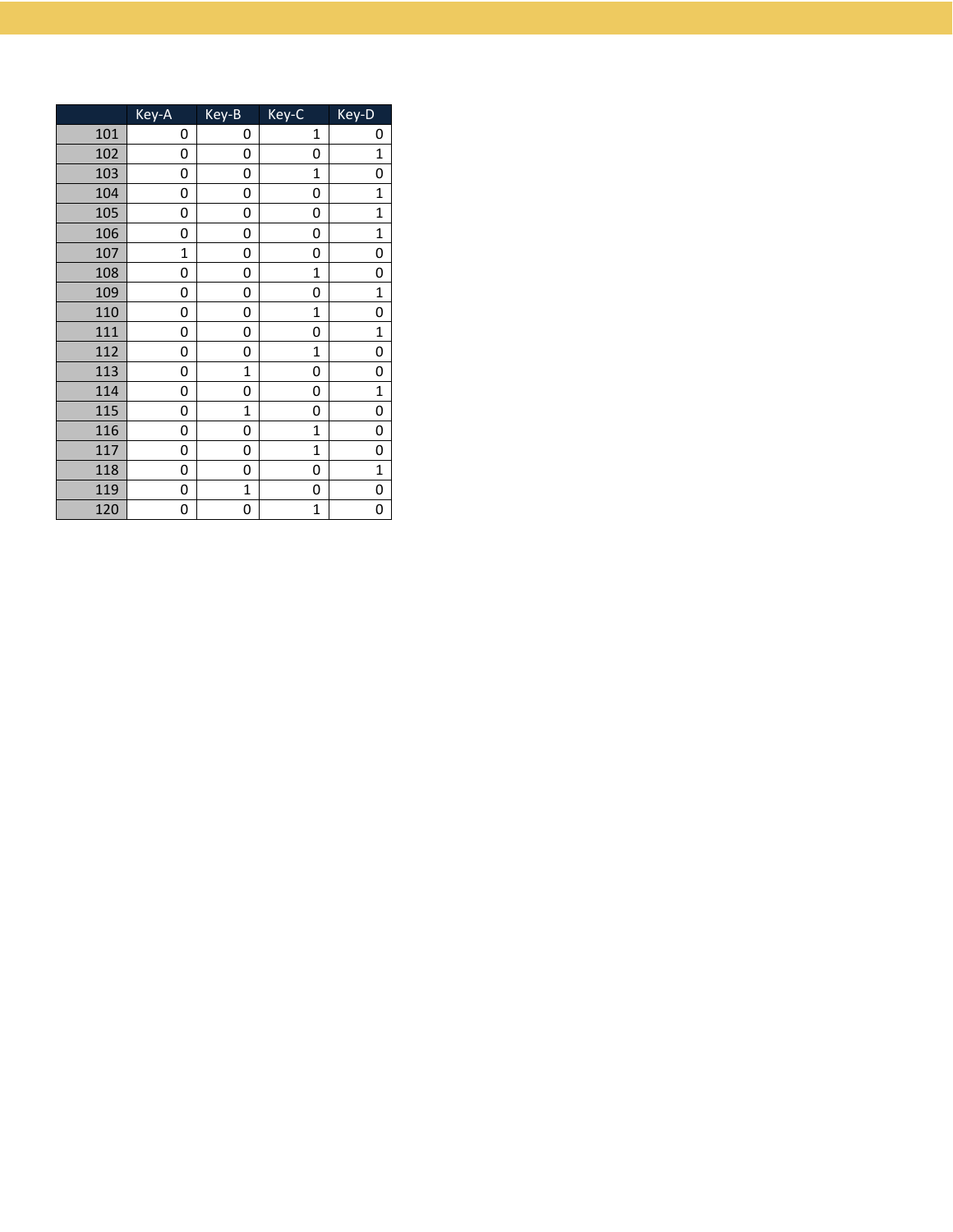| | Key-A | Key-B | Key-C | Key-D |
|---|---|---|---|---|
| 101 | 0 | 0 | 1 | 0 |
| 102 | 0 | 0 | 0 | 1 |
| 103 | 0 | 0 | 1 | 0 |
| 104 | 0 | 0 | 0 | 1 |
| 105 | 0 | 0 | 0 | 1 |
| 106 | 0 | 0 | 0 | 1 |
| 107 | 1 | 0 | 0 | 0 |
| 108 | 0 | 0 | 1 | 0 |
| 109 | 0 | 0 | 0 | 1 |
| 110 | 0 | 0 | 1 | 0 |
| 111 | 0 | 0 | 0 | 1 |
| 112 | 0 | 0 | 1 | 0 |
| 113 | 0 | 1 | 0 | 0 |
| 114 | 0 | 0 | 0 | 1 |
| 115 | 0 | 1 | 0 | 0 |
| 116 | 0 | 0 | 1 | 0 |
| 117 | 0 | 0 | 1 | 0 |
| 118 | 0 | 0 | 0 | 1 |
| 119 | 0 | 1 | 0 | 0 |
| 120 | 0 | 0 | 1 | 0 |